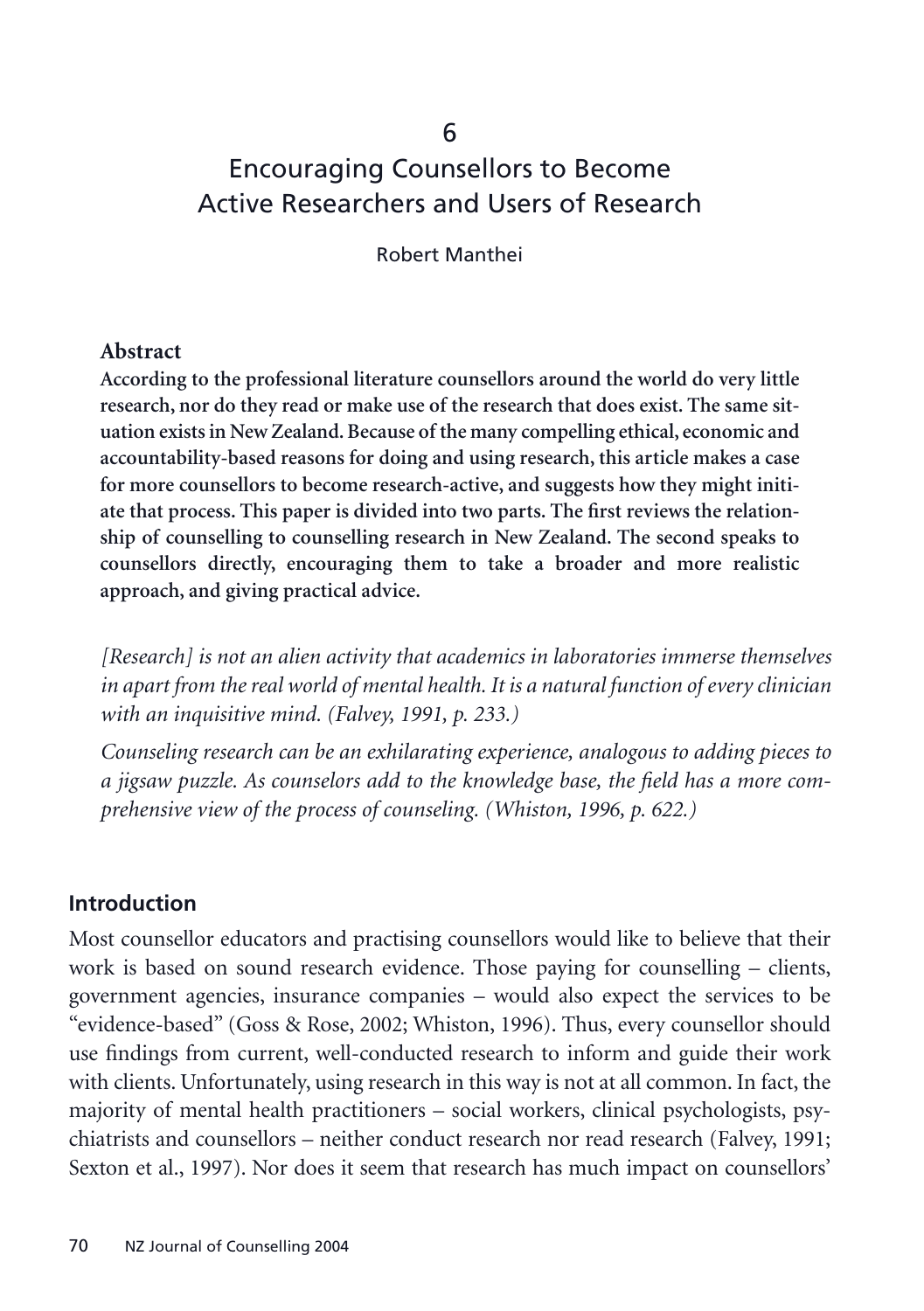# 6 Encouraging Counsellors to Become Active Researchers and Users of Research

Robert Manthei

**Abstract**

**According to the professional literature counsellors around the world do very little research, nor do they read or make use of the research that does exist. The same situation exists in New Zealand. Because of the many compelling ethical, economic and accountability-based reasons for doing and using research, this article makes a case for more counsellors to become research-active, and suggests how they might initiate that process. This paper is divided into two parts. The first reviews the relationship of counselling to counselling research in New Zealand. The second speaks to counsellors directly, encouraging them to take a broader and more realistic approach, and giving practical advice.**

*[Research] is not an alien activity that academics in laboratories immerse themselves in apart from the real world of mental health. It is a natural function of every clinician with an inquisitive mind. (Falvey, 1991, p. 233.)*

*Counseling research can be an exhilarating experience, analogous to adding pieces to a jigsaw puzzle. As counselors add to the knowledge base, the field has a more comprehensive view of the process of counseling. (Whiston, 1996, p. 622.)*

## Introduction

Most counsellor educators and practising counsellors would like to believe that their work is based on sound research evidence. Those paying for counselling – clients, government agencies, insurance companies – would also expect the services to be "evidence-based" (Goss & Rose, 2002; Whiston, 1996). Thus, every counsellor should use findings from current, well-conducted research to inform and guide their work with clients. Unfortunately, using research in this way is not at all common. In fact, the majority of mental health practitioners – social workers, clinical psychologists, psychiatrists and counsellors – neither conduct research nor read research (Falvey, 1991; Sexton et al., 1997). Nor does it seem that research has much impact on counsellors'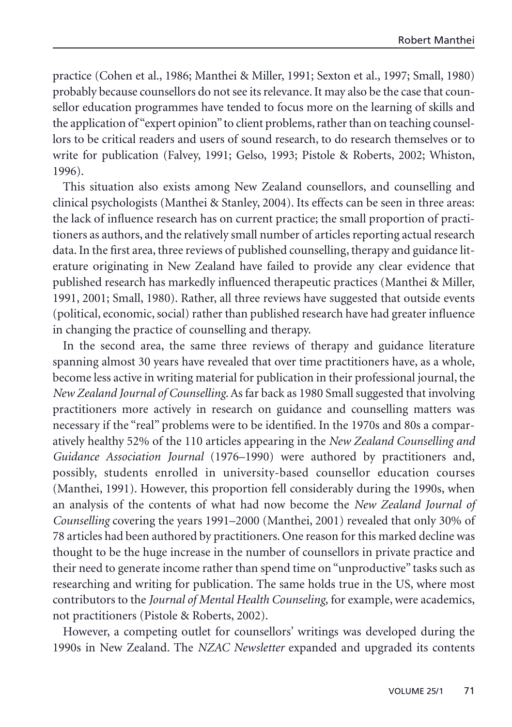practice (Cohen et al., 1986; Manthei & Miller, 1991; Sexton et al., 1997; Small, 1980) probably because counsellors do not see its relevance. It may also be the case that counsellor education programmes have tended to focus more on the learning of skills and the application of "expert opinion" to client problems, rather than on teaching counsellors to be critical readers and users of sound research, to do research themselves or to write for publication (Falvey, 1991; Gelso, 1993; Pistole & Roberts, 2002; Whiston, 1996).

This situation also exists among New Zealand counsellors, and counselling and clinical psychologists (Manthei & Stanley, 2004). Its effects can be seen in three areas: the lack of influence research has on current practice; the small proportion of practitioners as authors, and the relatively small number of articles reporting actual research data. In the first area, three reviews of published counselling, therapy and guidance literature originating in New Zealand have failed to provide any clear evidence that published research has markedly influenced therapeutic practices (Manthei & Miller, 1991, 2001; Small, 1980). Rather, all three reviews have suggested that outside events (political, economic, social) rather than published research have had greater influence in changing the practice of counselling and therapy.

In the second area, the same three reviews of therapy and guidance literature spanning almost 30 years have revealed that over time practitioners have, as a whole, become less active in writing material for publication in their professional journal, the *New Zealand Journal of Counselling*. As far back as 1980 Small suggested that involving practitioners more actively in research on guidance and counselling matters was necessary if the "real" problems were to be identified. In the 1970s and 80s a comparatively healthy 52% of the 110 articles appearing in the *New Zealand Counselling and Guidance Association Journal* (1976–1990) were authored by practitioners and, possibly, students enrolled in university-based counsellor education courses (Manthei, 1991). However, this proportion fell considerably during the 1990s, when an analysis of the contents of what had now become the *New Zealand Journal of Counselling* covering the years 1991–2000 (Manthei, 2001) revealed that only 30% of 78 articles had been authored by practitioners. One reason for this marked decline was thought to be the huge increase in the number of counsellors in private practice and their need to generate income rather than spend time on "unproductive" tasks such as researching and writing for publication. The same holds true in the US, where most contributors to the *Journal of Mental Health Counseling*, for example, were academics, not practitioners (Pistole & Roberts, 2002).

However, a competing outlet for counsellors' writings was developed during the 1990s in New Zealand. The *NZAC Newsletter* expanded and upgraded its contents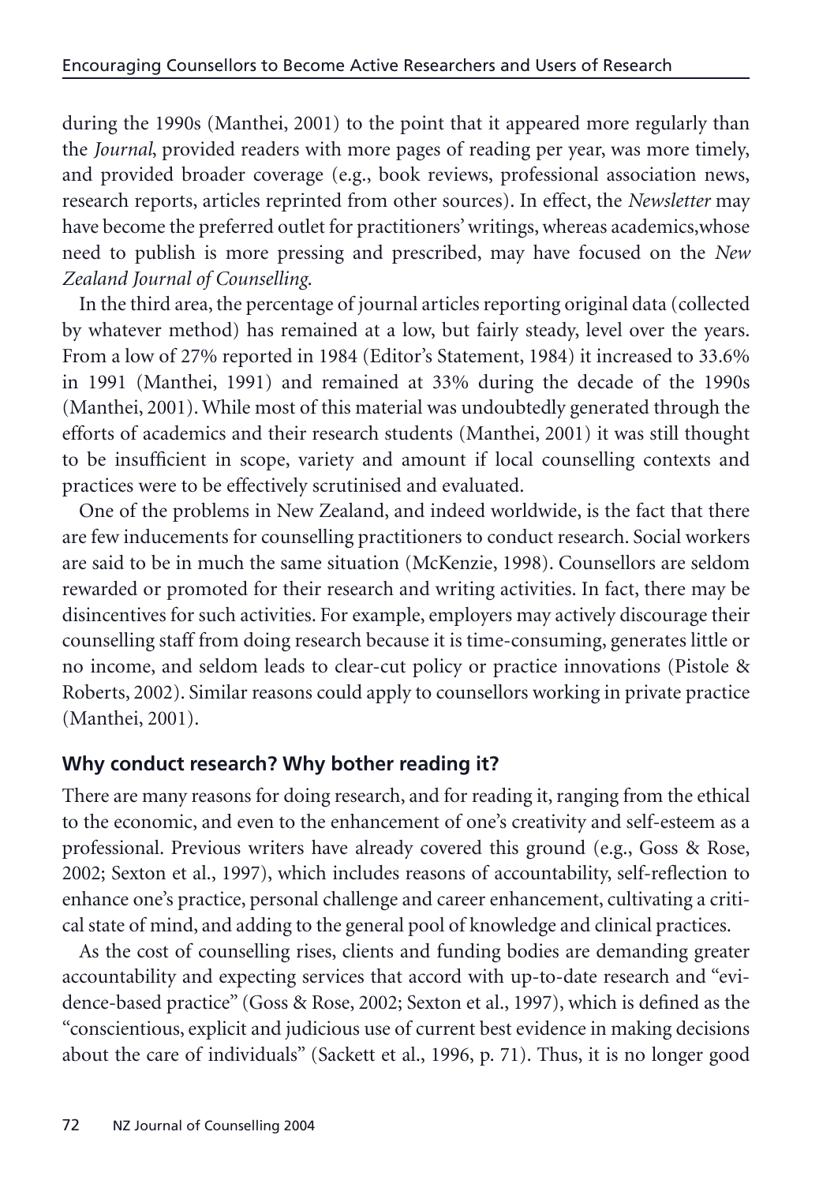during the 1990s (Manthei, 2001) to the point that it appeared more regularly than the *Journal*, provided readers with more pages of reading per year, was more timely, and provided broader coverage (e.g., book reviews, professional association news, research reports, articles reprinted from other sources). In effect, the *Newsletter* may have become the preferred outlet for practitioners' writings, whereas academics,whose need to publish is more pressing and prescribed, may have focused on the *New Zealand Journal of Counselling*.

In the third area, the percentage of journal articles reporting original data (collected by whatever method) has remained at a low, but fairly steady, level over the years. From a low of 27% reported in 1984 (Editor's Statement, 1984) it increased to 33.6% in 1991 (Manthei, 1991) and remained at 33% during the decade of the 1990s (Manthei, 2001). While most of this material was undoubtedly generated through the efforts of academics and their research students (Manthei, 2001) it was still thought to be insufficient in scope, variety and amount if local counselling contexts and practices were to be effectively scrutinised and evaluated.

One of the problems in New Zealand, and indeed worldwide, is the fact that there are few inducements for counselling practitioners to conduct research. Social workers are said to be in much the same situation (McKenzie, 1998). Counsellors are seldom rewarded or promoted for their research and writing activities. In fact, there may be disincentives for such activities. For example, employers may actively discourage their counselling staff from doing research because it is time-consuming, generates little or no income, and seldom leads to clear-cut policy or practice innovations (Pistole & Roberts, 2002). Similar reasons could apply to counsellors working in private practice (Manthei, 2001).

## Why conduct research? Why bother reading it?

There are many reasons for doing research, and for reading it, ranging from the ethical to the economic, and even to the enhancement of one's creativity and self-esteem as a professional. Previous writers have already covered this ground (e.g., Goss & Rose, 2002; Sexton et al., 1997), which includes reasons of accountability, self-reflection to enhance one's practice, personal challenge and career enhancement, cultivating a critical state of mind, and adding to the general pool of knowledge and clinical practices.

As the cost of counselling rises, clients and funding bodies are demanding greater accountability and expecting services that accord with up-to-date research and "evidence-based practice" (Goss & Rose, 2002; Sexton et al., 1997), which is defined as the "conscientious, explicit and judicious use of current best evidence in making decisions about the care of individuals" (Sackett et al., 1996, p. 71). Thus, it is no longer good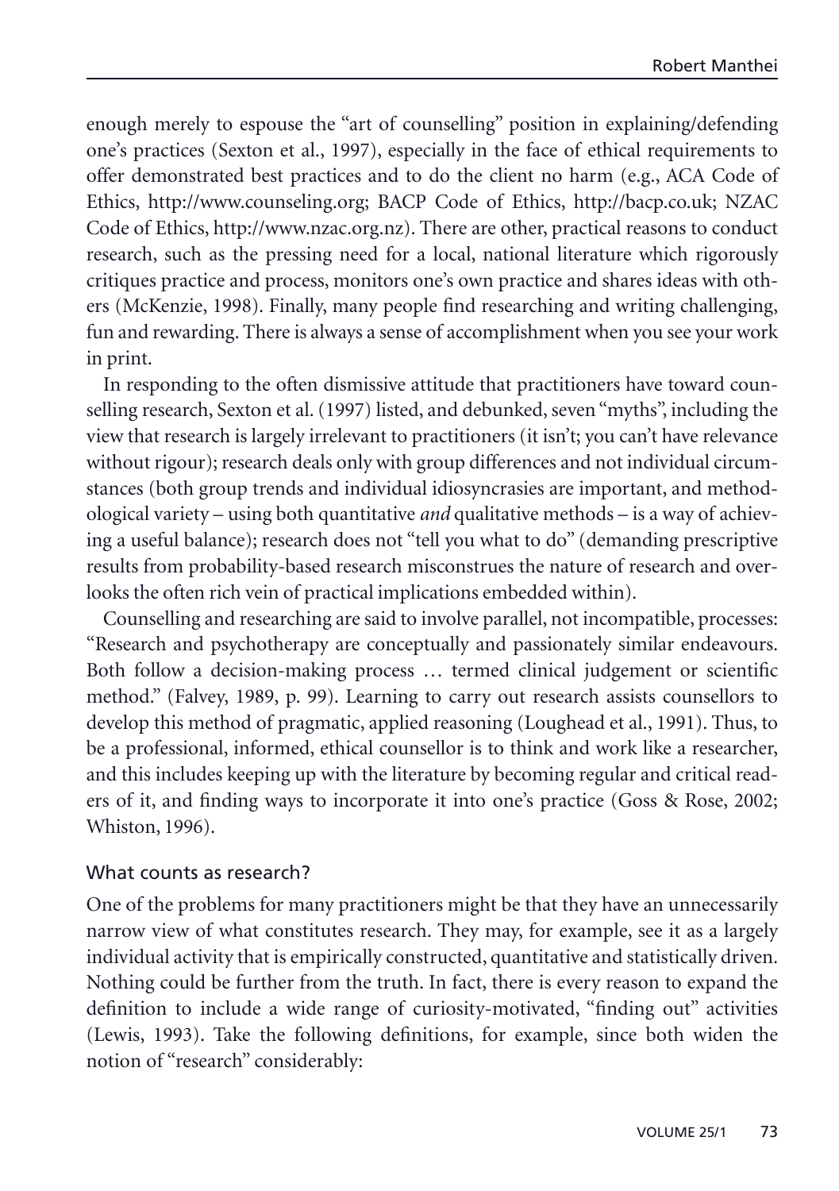enough merely to espouse the "art of counselling" position in explaining/defending one's practices (Sexton et al., 1997), especially in the face of ethical requirements to offer demonstrated best practices and to do the client no harm (e.g., ACA Code of Ethics, http://www.counseling.org; BACP Code of Ethics, http://bacp.co.uk; NZAC Code of Ethics, http://www.nzac.org.nz). There are other, practical reasons to conduct research, such as the pressing need for a local, national literature which rigorously critiques practice and process, monitors one's own practice and shares ideas with others (McKenzie, 1998). Finally, many people find researching and writing challenging, fun and rewarding. There is always a sense of accomplishment when you see your work in print.

In responding to the often dismissive attitude that practitioners have toward counselling research, Sexton et al. (1997) listed, and debunked, seven "myths", including the view that research is largely irrelevant to practitioners (it isn't; you can't have relevance without rigour); research deals only with group differences and not individual circumstances (both group trends and individual idiosyncrasies are important, and methodological variety – using both quantitative *and* qualitative methods – is a way of achieving a useful balance); research does not "tell you what to do" (demanding prescriptive results from probability-based research misconstrues the nature of research and overlooks the often rich vein of practical implications embedded within).

Counselling and researching are said to involve parallel, not incompatible, processes: "Research and psychotherapy are conceptually and passionately similar endeavours. Both follow a decision-making process … termed clinical judgement or scientific method." (Falvey, 1989, p. 99). Learning to carry out research assists counsellors to develop this method of pragmatic, applied reasoning (Loughead et al., 1991). Thus, to be a professional, informed, ethical counsellor is to think and work like a researcher, and this includes keeping up with the literature by becoming regular and critical readers of it, and finding ways to incorporate it into one's practice (Goss & Rose, 2002; Whiston, 1996).

## What counts as research?

One of the problems for many practitioners might be that they have an unnecessarily narrow view of what constitutes research. They may, for example, see it as a largely individual activity that is empirically constructed, quantitative and statistically driven. Nothing could be further from the truth. In fact, there is every reason to expand the definition to include a wide range of curiosity-motivated, "finding out" activities (Lewis, 1993). Take the following definitions, for example, since both widen the notion of "research" considerably: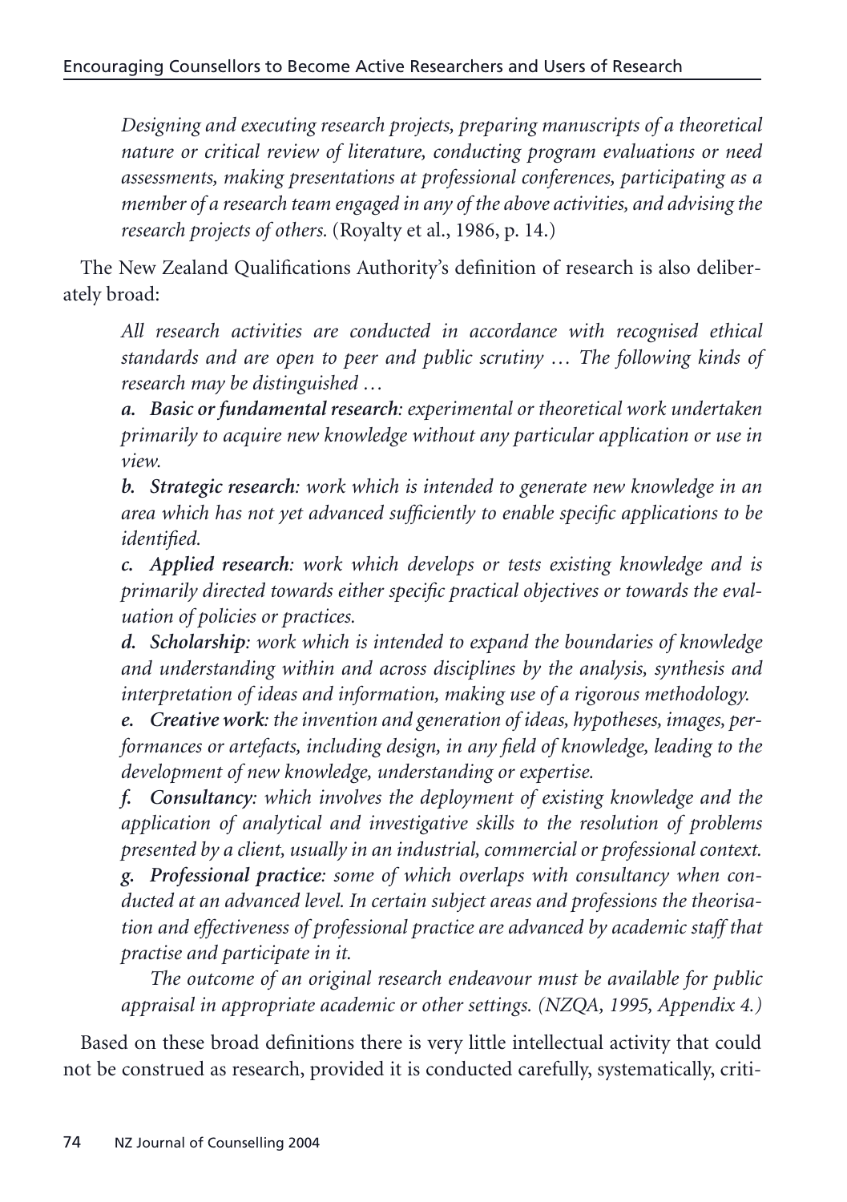*Designing and executing research projects, preparing manuscripts of a theoretical nature or critical review of literature, conducting program evaluations or need assessments, making presentations at professional conferences, participating as a member of a research team engaged in any of the above activities, and advising the research projects of others.* (Royalty et al., 1986, p. 14.)

The New Zealand Qualifications Authority's definition of research is also deliberately broad:

> *All research activities are conducted in accordance with recognised ethical standards and are open to peer and public scrutiny … The following kinds of research may be distinguished …*
>
> ***a. Basic or fundamental research**: experimental or theoretical work undertaken primarily to acquire new knowledge without any particular application or use in view.*
>
> ***b. Strategic research**: work which is intended to generate new knowledge in an area which has not yet advanced sufficiently to enable specific applications to be identified.*
>
> ***c. Applied research**: work which develops or tests existing knowledge and is primarily directed towards either specific practical objectives or towards the evaluation of policies or practices.*
>
> ***d. Scholarship**: work which is intended to expand the boundaries of knowledge and understanding within and across disciplines by the analysis, synthesis and interpretation of ideas and information, making use of a rigorous methodology.*
>
> ***e. Creative work**: the invention and generation of ideas, hypotheses, images, performances or artefacts, including design, in any field of knowledge, leading to the development of new knowledge, understanding or expertise.*
>
> ***f. Consultancy**: which involves the deployment of existing knowledge and the application of analytical and investigative skills to the resolution of problems presented by a client, usually in an industrial, commercial or professional context.*
>
> ***g. Professional practice**: some of which overlaps with consultancy when conducted at an advanced level. In certain subject areas and professions the theorisation and effectiveness of professional practice are advanced by academic staff that practise and participate in it.*
>
> *The outcome of an original research endeavour must be available for public appraisal in appropriate academic or other settings. (NZQA, 1995, Appendix 4.)*

Based on these broad definitions there is very little intellectual activity that could not be construed as research, provided it is conducted carefully, systematically, criti-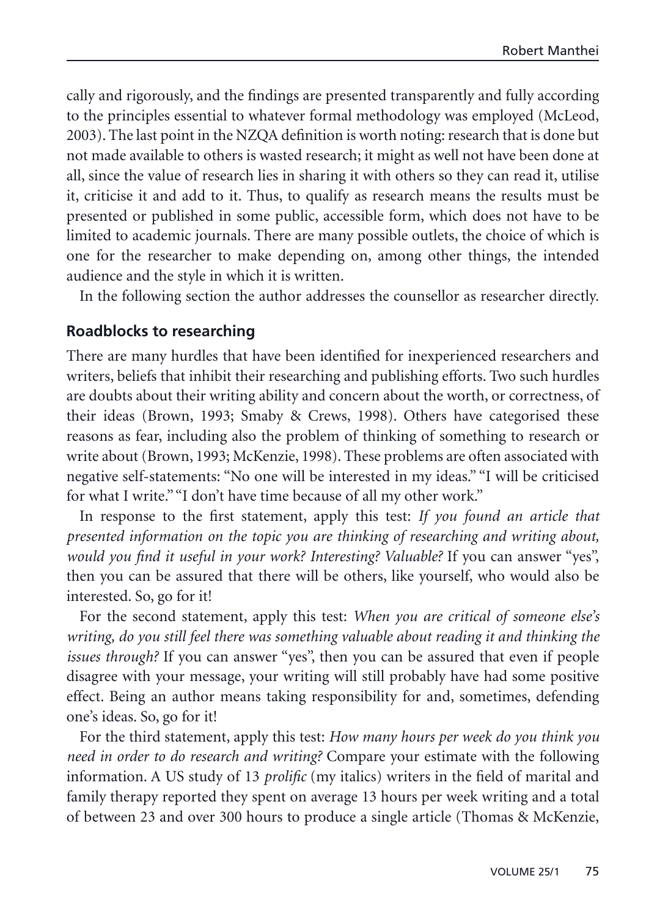cally and rigorously, and the findings are presented transparently and fully according to the principles essential to whatever formal methodology was employed (McLeod, 2003). The last point in the NZQA definition is worth noting: research that is done but not made available to others is wasted research; it might as well not have been done at all, since the value of research lies in sharing it with others so they can read it, utilise it, criticise it and add to it. Thus, to qualify as research means the results must be presented or published in some public, accessible form, which does not have to be limited to academic journals. There are many possible outlets, the choice of which is one for the researcher to make depending on, among other things, the intended audience and the style in which it is written.

In the following section the author addresses the counsellor as researcher directly.

### Roadblocks to researching

There are many hurdles that have been identified for inexperienced researchers and writers, beliefs that inhibit their researching and publishing efforts. Two such hurdles are doubts about their writing ability and concern about the worth, or correctness, of their ideas (Brown, 1993; Smaby & Crews, 1998). Others have categorised these reasons as fear, including also the problem of thinking of something to research or write about (Brown, 1993; McKenzie, 1998). These problems are often associated with negative self-statements: "No one will be interested in my ideas." "I will be criticised for what I write." "I don't have time because of all my other work."

In response to the first statement, apply this test: *If you found an article that presented information on the topic you are thinking of researching and writing about, would you find it useful in your work? Interesting? Valuable?* If you can answer "yes", then you can be assured that there will be others, like yourself, who would also be interested. So, go for it!

For the second statement, apply this test: *When you are critical of someone else's writing, do you still feel there was something valuable about reading it and thinking the issues through?* If you can answer "yes", then you can be assured that even if people disagree with your message, your writing will still probably have had some positive effect. Being an author means taking responsibility for and, sometimes, defending one's ideas. So, go for it!

For the third statement, apply this test: *How many hours per week do you think you need in order to do research and writing?* Compare your estimate with the following information. A US study of 13 *prolific* (my italics) writers in the field of marital and family therapy reported they spent on average 13 hours per week writing and a total of between 23 and over 300 hours to produce a single article (Thomas & McKenzie,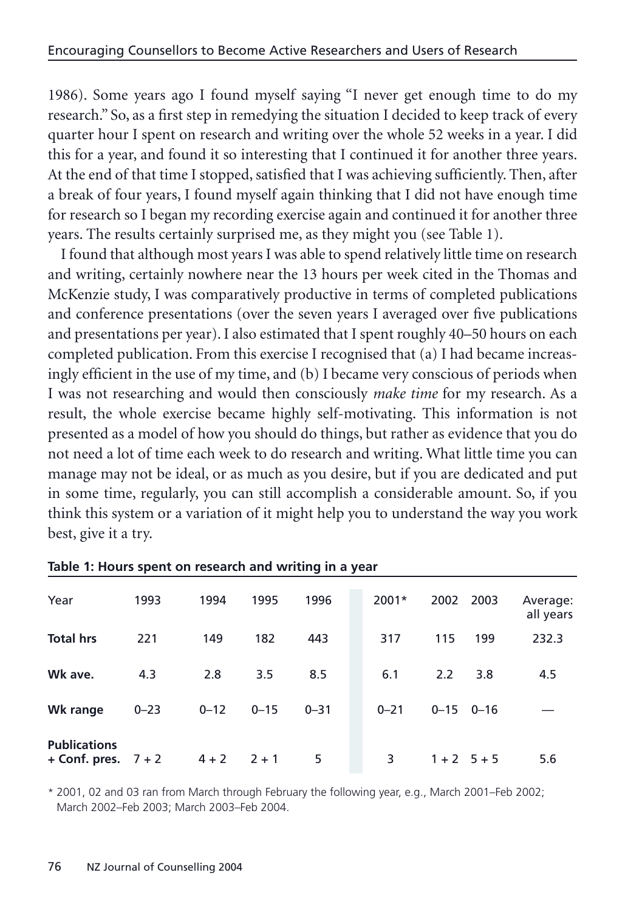1986). Some years ago I found myself saying "I never get enough time to do my research." So, as a first step in remedying the situation I decided to keep track of every quarter hour I spent on research and writing over the whole 52 weeks in a year. I did this for a year, and found it so interesting that I continued it for another three years. At the end of that time I stopped, satisfied that I was achieving sufficiently. Then, after a break of four years, I found myself again thinking that I did not have enough time for research so I began my recording exercise again and continued it for another three years. The results certainly surprised me, as they might you (see Table 1).

I found that although most years I was able to spend relatively little time on research and writing, certainly nowhere near the 13 hours per week cited in the Thomas and McKenzie study, I was comparatively productive in terms of completed publications and conference presentations (over the seven years I averaged over five publications and presentations per year). I also estimated that I spent roughly 40–50 hours on each completed publication. From this exercise I recognised that (a) I had became increasingly efficient in the use of my time, and (b) I became very conscious of periods when I was not researching and would then consciously *make time* for my research. As a result, the whole exercise became highly self-motivating. This information is not presented as a model of how you should do things, but rather as evidence that you do not need a lot of time each week to do research and writing. What little time you can manage may not be ideal, or as much as you desire, but if you are dedicated and put in some time, regularly, you can still accomplish a considerable amount. So, if you think this system or a variation of it might help you to understand the way you work best, give it a try.

**Table 1: Hours spent on research and writing in a year**

| Year | 1993 | 1994 | 1995 | 1996 | 2001* | 2002 | 2003 | Average: all years |
|---|---|---|---|---|---|---|---|---|
| **Total hrs** | 221 | 149 | 182 | 443 | 317 | 115 | 199 | 232.3 |
| **Wk ave.** | 4.3 | 2.8 | 3.5 | 8.5 | 6.1 | 2.2 | 3.8 | 4.5 |
| **Wk range** | 0–23 | 0–12 | 0–15 | 0–31 | 0–21 | 0–15 | 0–16 | — |
| **Publications + Conf. pres.** | 7 + 2 | 4 + 2 | 2 + 1 | 5 | 3 | 1 + 2 | 5 + 5 | 5.6 |

\* 2001, 02 and 03 ran from March through February the following year, e.g., March 2001–Feb 2002; March 2002–Feb 2003; March 2003–Feb 2004.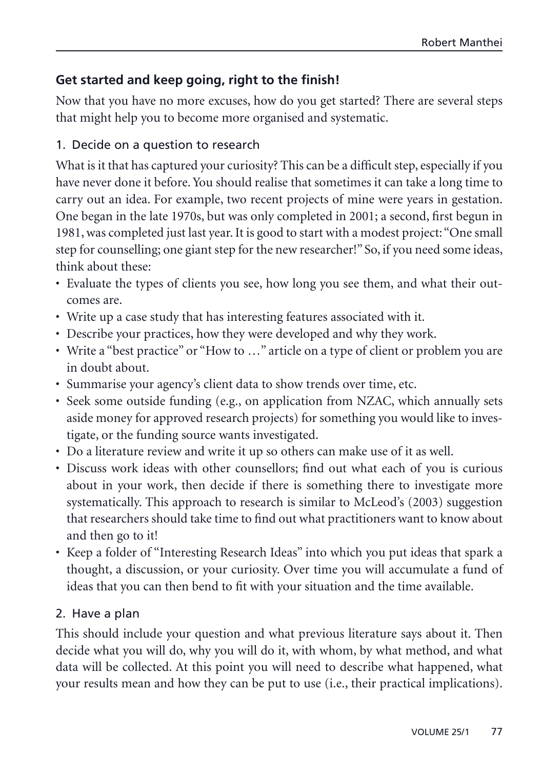## Get started and keep going, right to the finish!

Now that you have no more excuses, how do you get started? There are several steps that might help you to become more organised and systematic.

### 1. Decide on a question to research

What is it that has captured your curiosity? This can be a difficult step, especially if you have never done it before. You should realise that sometimes it can take a long time to carry out an idea. For example, two recent projects of mine were years in gestation. One began in the late 1970s, but was only completed in 2001; a second, first begun in 1981, was completed just last year. It is good to start with a modest project: "One small step for counselling; one giant step for the new researcher!" So, if you need some ideas, think about these:

- Evaluate the types of clients you see, how long you see them, and what their outcomes are.
- Write up a case study that has interesting features associated with it.
- Describe your practices, how they were developed and why they work.
- Write a "best practice" or "How to …" article on a type of client or problem you are in doubt about.
- Summarise your agency's client data to show trends over time, etc.
- Seek some outside funding (e.g., on application from NZAC, which annually sets aside money for approved research projects) for something you would like to investigate, or the funding source wants investigated.
- Do a literature review and write it up so others can make use of it as well.
- Discuss work ideas with other counsellors; find out what each of you is curious about in your work, then decide if there is something there to investigate more systematically. This approach to research is similar to McLeod's (2003) suggestion that researchers should take time to find out what practitioners want to know about and then go to it!
- Keep a folder of "Interesting Research Ideas" into which you put ideas that spark a thought, a discussion, or your curiosity. Over time you will accumulate a fund of ideas that you can then bend to fit with your situation and the time available.

### 2. Have a plan

This should include your question and what previous literature says about it. Then decide what you will do, why you will do it, with whom, by what method, and what data will be collected. At this point you will need to describe what happened, what your results mean and how they can be put to use (i.e., their practical implications).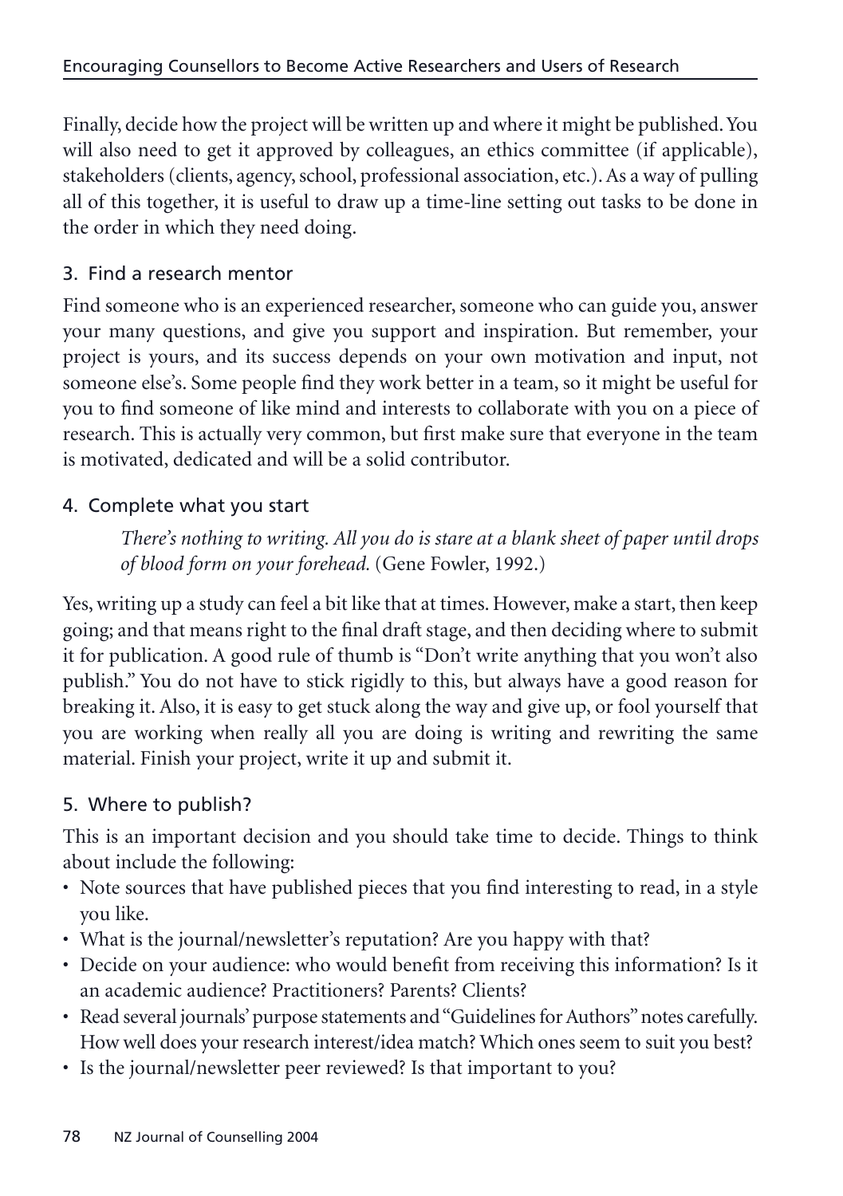Finally, decide how the project will be written up and where it might be published. You will also need to get it approved by colleagues, an ethics committee (if applicable), stakeholders (clients, agency, school, professional association, etc.). As a way of pulling all of this together, it is useful to draw up a time-line setting out tasks to be done in the order in which they need doing.

### 3. Find a research mentor

Find someone who is an experienced researcher, someone who can guide you, answer your many questions, and give you support and inspiration. But remember, your project is yours, and its success depends on your own motivation and input, not someone else's. Some people find they work better in a team, so it might be useful for you to find someone of like mind and interests to collaborate with you on a piece of research. This is actually very common, but first make sure that everyone in the team is motivated, dedicated and will be a solid contributor.

### 4. Complete what you start

> *There's nothing to writing. All you do is stare at a blank sheet of paper until drops of blood form on your forehead.* (Gene Fowler, 1992.)

Yes, writing up a study can feel a bit like that at times. However, make a start, then keep going; and that means right to the final draft stage, and then deciding where to submit it for publication. A good rule of thumb is "Don't write anything that you won't also publish." You do not have to stick rigidly to this, but always have a good reason for breaking it. Also, it is easy to get stuck along the way and give up, or fool yourself that you are working when really all you are doing is writing and rewriting the same material. Finish your project, write it up and submit it.

### 5. Where to publish?

This is an important decision and you should take time to decide. Things to think about include the following:

- Note sources that have published pieces that you find interesting to read, in a style you like.
- What is the journal/newsletter's reputation? Are you happy with that?
- Decide on your audience: who would benefit from receiving this information? Is it an academic audience? Practitioners? Parents? Clients?
- Read several journals' purpose statements and "Guidelines for Authors" notes carefully. How well does your research interest/idea match? Which ones seem to suit you best?
- Is the journal/newsletter peer reviewed? Is that important to you?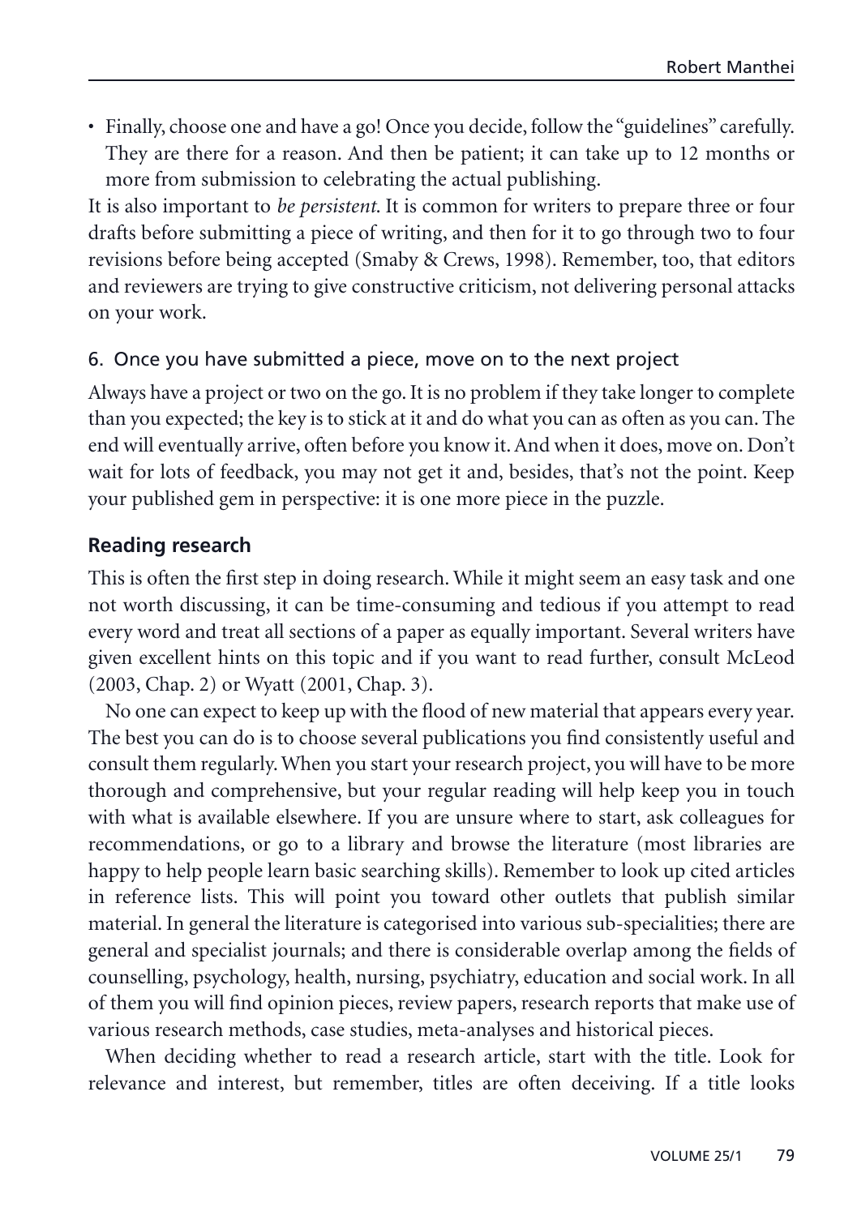- Finally, choose one and have a go! Once you decide, follow the "guidelines" carefully. They are there for a reason. And then be patient; it can take up to 12 months or more from submission to celebrating the actual publishing.

It is also important to *be persistent*. It is common for writers to prepare three or four drafts before submitting a piece of writing, and then for it to go through two to four revisions before being accepted (Smaby & Crews, 1998). Remember, too, that editors and reviewers are trying to give constructive criticism, not delivering personal attacks on your work.

### 6. Once you have submitted a piece, move on to the next project

Always have a project or two on the go. It is no problem if they take longer to complete than you expected; the key is to stick at it and do what you can as often as you can. The end will eventually arrive, often before you know it. And when it does, move on. Don't wait for lots of feedback, you may not get it and, besides, that's not the point. Keep your published gem in perspective: it is one more piece in the puzzle.

## Reading research

This is often the first step in doing research. While it might seem an easy task and one not worth discussing, it can be time-consuming and tedious if you attempt to read every word and treat all sections of a paper as equally important. Several writers have given excellent hints on this topic and if you want to read further, consult McLeod (2003, Chap. 2) or Wyatt (2001, Chap. 3).

No one can expect to keep up with the flood of new material that appears every year. The best you can do is to choose several publications you find consistently useful and consult them regularly. When you start your research project, you will have to be more thorough and comprehensive, but your regular reading will help keep you in touch with what is available elsewhere. If you are unsure where to start, ask colleagues for recommendations, or go to a library and browse the literature (most libraries are happy to help people learn basic searching skills). Remember to look up cited articles in reference lists. This will point you toward other outlets that publish similar material. In general the literature is categorised into various sub-specialities; there are general and specialist journals; and there is considerable overlap among the fields of counselling, psychology, health, nursing, psychiatry, education and social work. In all of them you will find opinion pieces, review papers, research reports that make use of various research methods, case studies, meta-analyses and historical pieces.

When deciding whether to read a research article, start with the title. Look for relevance and interest, but remember, titles are often deceiving. If a title looks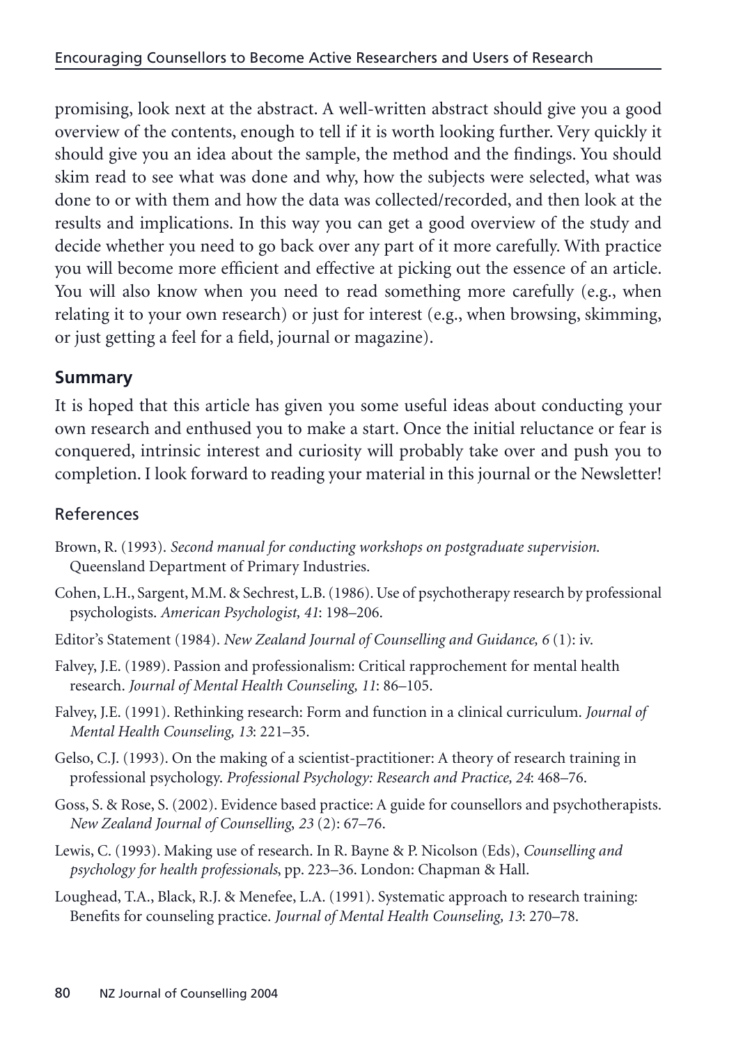promising, look next at the abstract. A well-written abstract should give you a good overview of the contents, enough to tell if it is worth looking further. Very quickly it should give you an idea about the sample, the method and the findings. You should skim read to see what was done and why, how the subjects were selected, what was done to or with them and how the data was collected/recorded, and then look at the results and implications. In this way you can get a good overview of the study and decide whether you need to go back over any part of it more carefully. With practice you will become more efficient and effective at picking out the essence of an article. You will also know when you need to read something more carefully (e.g., when relating it to your own research) or just for interest (e.g., when browsing, skimming, or just getting a feel for a field, journal or magazine).

## Summary

It is hoped that this article has given you some useful ideas about conducting your own research and enthused you to make a start. Once the initial reluctance or fear is conquered, intrinsic interest and curiosity will probably take over and push you to completion. I look forward to reading your material in this journal or the Newsletter!

## References

Brown, R. (1993). *Second manual for conducting workshops on postgraduate supervision.* Queensland Department of Primary Industries.

Cohen, L.H., Sargent, M.M. & Sechrest, L.B. (1986). Use of psychotherapy research by professional psychologists. *American Psychologist, 41*: 198–206.

Editor's Statement (1984). *New Zealand Journal of Counselling and Guidance, 6* (1): iv.

Falvey, J.E. (1989). Passion and professionalism: Critical rapprochement for mental health research. *Journal of Mental Health Counseling, 11*: 86–105.

Falvey, J.E. (1991). Rethinking research: Form and function in a clinical curriculum. *Journal of Mental Health Counseling, 13*: 221–35.

Gelso, C.J. (1993). On the making of a scientist-practitioner: A theory of research training in professional psychology. *Professional Psychology: Research and Practice, 24*: 468–76.

Goss, S. & Rose, S. (2002). Evidence based practice: A guide for counsellors and psychotherapists. *New Zealand Journal of Counselling, 23* (2): 67–76.

Lewis, C. (1993). Making use of research. In R. Bayne & P. Nicolson (Eds), *Counselling and psychology for health professionals*, pp. 223–36. London: Chapman & Hall.

Loughead, T.A., Black, R.J. & Menefee, L.A. (1991). Systematic approach to research training: Benefits for counseling practice. *Journal of Mental Health Counseling, 13*: 270–78.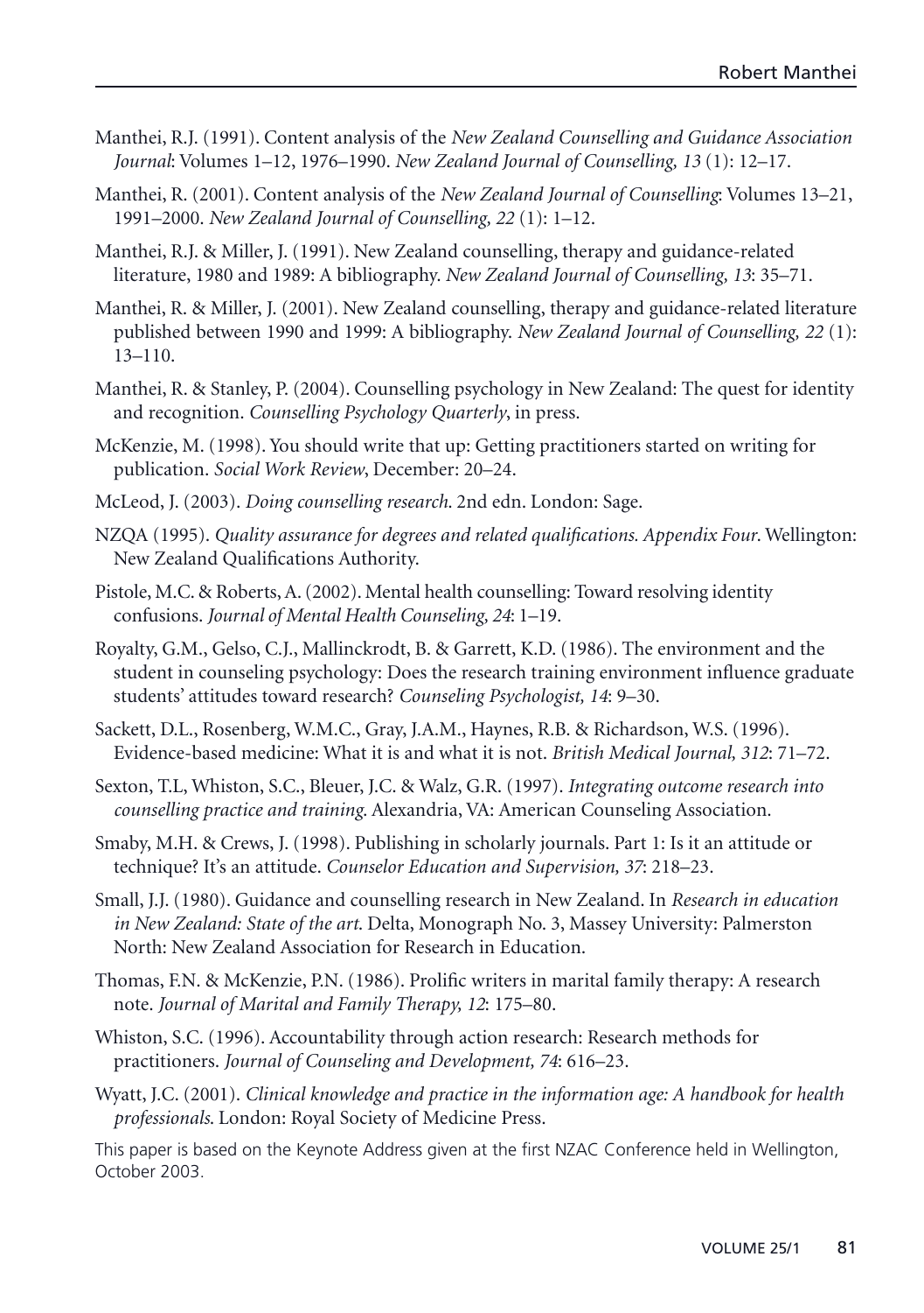Manthei, R.J. (1991). Content analysis of the *New Zealand Counselling and Guidance Association Journal*: Volumes 1–12, 1976–1990. *New Zealand Journal of Counselling, 13* (1): 12–17.

Manthei, R. (2001). Content analysis of the *New Zealand Journal of Counselling*: Volumes 13–21, 1991–2000. *New Zealand Journal of Counselling, 22* (1): 1–12.

Manthei, R.J. & Miller, J. (1991). New Zealand counselling, therapy and guidance-related literature, 1980 and 1989: A bibliography. *New Zealand Journal of Counselling, 13*: 35–71.

Manthei, R. & Miller, J. (2001). New Zealand counselling, therapy and guidance-related literature published between 1990 and 1999: A bibliography. *New Zealand Journal of Counselling, 22* (1): 13–110.

Manthei, R. & Stanley, P. (2004). Counselling psychology in New Zealand: The quest for identity and recognition. *Counselling Psychology Quarterly*, in press.

McKenzie, M. (1998). You should write that up: Getting practitioners started on writing for publication. *Social Work Review*, December: 20–24.

McLeod, J. (2003). *Doing counselling research.* 2nd edn. London: Sage.

NZQA (1995). *Quality assurance for degrees and related qualifications. Appendix Four.* Wellington: New Zealand Qualifications Authority.

Pistole, M.C. & Roberts, A. (2002). Mental health counselling: Toward resolving identity confusions. *Journal of Mental Health Counseling, 24*: 1–19.

Royalty, G.M., Gelso, C.J., Mallinckrodt, B. & Garrett, K.D. (1986). The environment and the student in counseling psychology: Does the research training environment influence graduate students' attitudes toward research? *Counseling Psychologist, 14*: 9–30.

Sackett, D.L., Rosenberg, W.M.C., Gray, J.A.M., Haynes, R.B. & Richardson, W.S. (1996). Evidence-based medicine: What it is and what it is not. *British Medical Journal, 312*: 71–72.

Sexton, T.L, Whiston, S.C., Bleuer, J.C. & Walz, G.R. (1997). *Integrating outcome research into counselling practice and training*. Alexandria, VA: American Counseling Association.

Smaby, M.H. & Crews, J. (1998). Publishing in scholarly journals. Part 1: Is it an attitude or technique? It's an attitude. *Counselor Education and Supervision, 37*: 218–23.

Small, J.J. (1980). Guidance and counselling research in New Zealand. In *Research in education in New Zealand: State of the art.* Delta, Monograph No. 3, Massey University: Palmerston North: New Zealand Association for Research in Education.

Thomas, F.N. & McKenzie, P.N. (1986). Prolific writers in marital family therapy: A research note. *Journal of Marital and Family Therapy, 12*: 175–80.

Whiston, S.C. (1996). Accountability through action research: Research methods for practitioners. *Journal of Counseling and Development, 74*: 616–23.

Wyatt, J.C. (2001). *Clinical knowledge and practice in the information age: A handbook for health professionals.* London: Royal Society of Medicine Press.

This paper is based on the Keynote Address given at the first NZAC Conference held in Wellington, October 2003.